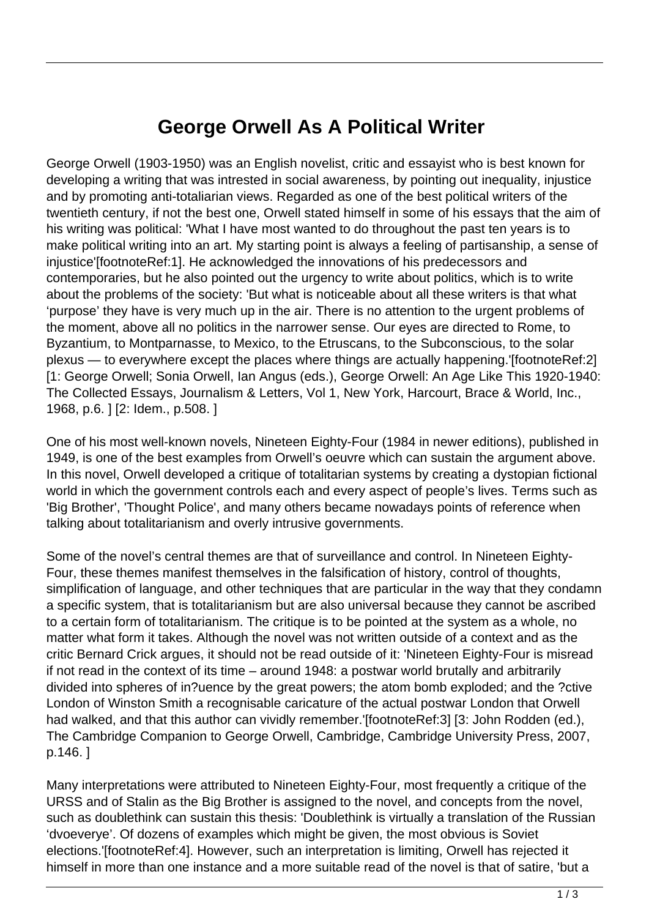# George Orwell As A Political Writer

George Orwell (1903-1950) was an English novelist, critic and essayist who is best known for developing a writing that was intrested in social awareness, by pointing out inequality, injustice and by promoting anti-totaliarian views. Regarded as one of the best political writers of the twentieth century, if not the best one, Orwell stated himself in some of his essays that the aim of his writing was political: 'What I have most wanted to do throughout the past ten years is to make political writing into an art. My starting point is always a feeling of partisanship, a sense of injustice'[footnoteRef:1]. He acknowledged the innovations of his predecessors and contemporaries, but he also pointed out the urgency to write about politics, which is to write about the problems of the society: 'But what is noticeable about all these writers is that what 'purpose' they have is very much up in the air. There is no attention to the urgent problems of the moment, above all no politics in the narrower sense. Our eyes are directed to Rome, to Byzantium, to Montparnasse, to Mexico, to the Etruscans, to the Subconscious, to the solar plexus — to everywhere except the places where things are actually happening.'[footnoteRef:2] [1: George Orwell; Sonia Orwell, Ian Angus (eds.), George Orwell: An Age Like This 1920-1940: The Collected Essays, Journalism & Letters, Vol 1, New York, Harcourt, Brace & World, Inc., 1968, p.6. ] [2: Idem., p.508. ]

One of his most well-known novels, Nineteen Eighty-Four (1984 in newer editions), published in 1949, is one of the best examples from Orwell's oeuvre which can sustain the argument above. In this novel, Orwell developed a critique of totalitarian systems by creating a dystopian fictional world in which the government controls each and every aspect of people's lives. Terms such as 'Big Brother', 'Thought Police', and many others became nowadays points of reference when talking about totalitarianism and overly intrusive governments.

Some of the novel's central themes are that of surveillance and control. In Nineteen Eighty-Four, these themes manifest themselves in the falsification of history, control of thoughts, simplification of language, and other techniques that are particular in the way that they condamn a specific system, that is totalitarianism but are also universal because they cannot be ascribed to a certain form of totalitarianism. The critique is to be pointed at the system as a whole, no matter what form it takes. Although the novel was not written outside of a context and as the critic Bernard Crick argues, it should not be read outside of it: 'Nineteen Eighty-Four is misread if not read in the context of its time – around 1948: a postwar world brutally and arbitrarily divided into spheres of in?uence by the great powers; the atom bomb exploded; and the ?ctive London of Winston Smith a recognisable caricature of the actual postwar London that Orwell had walked, and that this author can vividly remember.'[footnoteRef:3] [3: John Rodden (ed.), The Cambridge Companion to George Orwell, Cambridge, Cambridge University Press, 2007, p.146. ]

Many interpretations were attributed to Nineteen Eighty-Four, most frequently a critique of the URSS and of Stalin as the Big Brother is assigned to the novel, and concepts from the novel, such as doublethink can sustain this thesis: 'Doublethink is virtually a translation of the Russian 'dvoeverye'. Of dozens of examples which might be given, the most obvious is Soviet elections.'[footnoteRef:4]. However, such an interpretation is limiting, Orwell has rejected it himself in more than one instance and a more suitable read of the novel is that of satire, 'but a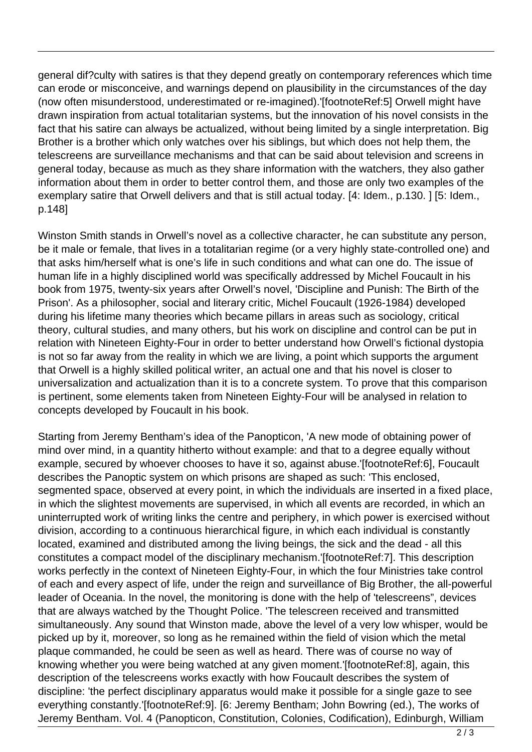general dif?culty with satires is that they depend greatly on contemporary references which time can erode or misconceive, and warnings depend on plausibility in the circumstances of the day (now often misunderstood, underestimated or re-imagined).'[footnoteRef:5] Orwell might have drawn inspiration from actual totalitarian systems, but the innovation of his novel consists in the fact that his satire can always be actualized, without being limited by a single interpretation. Big Brother is a brother which only watches over his siblings, but which does not help them, the telescreens are surveillance mechanisms and that can be said about television and screens in general today, because as much as they share information with the watchers, they also gather information about them in order to better control them, and those are only two examples of the exemplary satire that Orwell delivers and that is still actual today. [4: Idem., p.130. ] [5: Idem., p.148]

Winston Smith stands in Orwell's novel as a collective character, he can substitute any person, be it male or female, that lives in a totalitarian regime (or a very highly state-controlled one) and that asks him/herself what is one's life in such conditions and what can one do. The issue of human life in a highly disciplined world was specifically addressed by Michel Foucault in his book from 1975, twenty-six years after Orwell's novel, 'Discipline and Punish: The Birth of the Prison'. As a philosopher, social and literary critic, Michel Foucault (1926-1984) developed during his lifetime many theories which became pillars in areas such as sociology, critical theory, cultural studies, and many others, but his work on discipline and control can be put in relation with Nineteen Eighty-Four in order to better understand how Orwell's fictional dystopia is not so far away from the reality in which we are living, a point which supports the argument that Orwell is a highly skilled political writer, an actual one and that his novel is closer to universalization and actualization than it is to a concrete system. To prove that this comparison is pertinent, some elements taken from Nineteen Eighty-Four will be analysed in relation to concepts developed by Foucault in his book.

Starting from Jeremy Bentham's idea of the Panopticon, 'A new mode of obtaining power of mind over mind, in a quantity hitherto without example: and that to a degree equally without example, secured by whoever chooses to have it so, against abuse.'[footnoteRef:6], Foucault describes the Panoptic system on which prisons are shaped as such: 'This enclosed, segmented space, observed at every point, in which the individuals are inserted in a fixed place, in which the slightest movements are supervised, in which all events are recorded, in which an uninterrupted work of writing links the centre and periphery, in which power is exercised without division, according to a continuous hierarchical figure, in which each individual is constantly located, examined and distributed among the living beings, the sick and the dead - all this constitutes a compact model of the disciplinary mechanism.'[footnoteRef:7]. This description works perfectly in the context of Nineteen Eighty-Four, in which the four Ministries take control of each and every aspect of life, under the reign and surveillance of Big Brother, the all-powerful leader of Oceania. In the novel, the monitoring is done with the help of 'telescreens", devices that are always watched by the Thought Police. 'The telescreen received and transmitted simultaneously. Any sound that Winston made, above the level of a very low whisper, would be picked up by it, moreover, so long as he remained within the field of vision which the metal plaque commanded, he could be seen as well as heard. There was of course no way of knowing whether you were being watched at any given moment.'[footnoteRef:8], again, this description of the telescreens works exactly with how Foucault describes the system of discipline: 'the perfect disciplinary apparatus would make it possible for a single gaze to see everything constantly.'[footnoteRef:9]. [6: Jeremy Bentham; John Bowring (ed.), The works of Jeremy Bentham. Vol. 4 (Panopticon, Constitution, Colonies, Codification), Edinburgh, William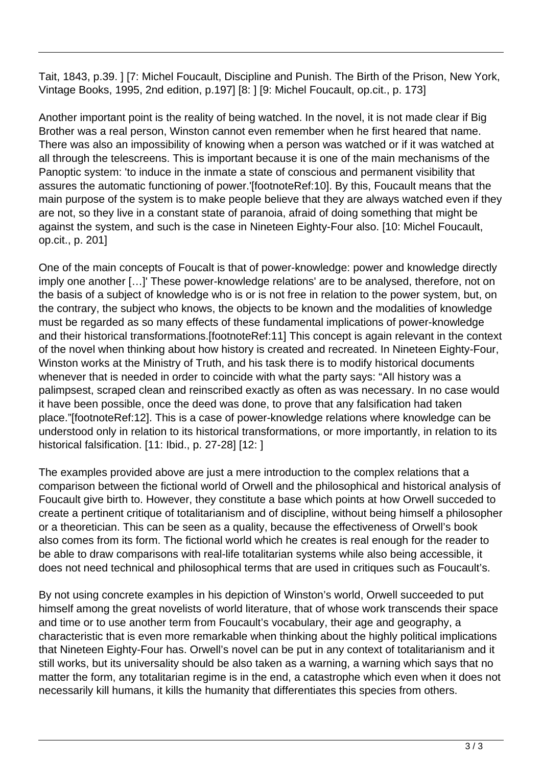Tait, 1843, p.39. ] [7: Michel Foucault, Discipline and Punish. The Birth of the Prison, New York, Vintage Books, 1995, 2nd edition, p.197] [8: ] [9: Michel Foucault, op.cit., p. 173]

Another important point is the reality of being watched. In the novel, it is not made clear if Big Brother was a real person, Winston cannot even remember when he first heared that name. There was also an impossibility of knowing when a person was watched or if it was watched at all through the telescreens. This is important because it is one of the main mechanisms of the Panoptic system: 'to induce in the inmate a state of conscious and permanent visibility that assures the automatic functioning of power.'[footnoteRef:10]. By this, Foucault means that the main purpose of the system is to make people believe that they are always watched even if they are not, so they live in a constant state of paranoia, afraid of doing something that might be against the system, and such is the case in Nineteen Eighty-Four also. [10: Michel Foucault, op.cit., p. 201]

One of the main concepts of Foucalt is that of power-knowledge: power and knowledge directly imply one another […]' These power-knowledge relations' are to be analysed, therefore, not on the basis of a subject of knowledge who is or is not free in relation to the power system, but, on the contrary, the subject who knows, the objects to be known and the modalities of knowledge must be regarded as so many effects of these fundamental implications of power-knowledge and their historical transformations.[footnoteRef:11] This concept is again relevant in the context of the novel when thinking about how history is created and recreated. In Nineteen Eighty-Four, Winston works at the Ministry of Truth, and his task there is to modify historical documents whenever that is needed in order to coincide with what the party says: "All history was a palimpsest, scraped clean and reinscribed exactly as often as was necessary. In no case would it have been possible, once the deed was done, to prove that any falsification had taken place."[footnoteRef:12]. This is a case of power-knowledge relations where knowledge can be understood only in relation to its historical transformations, or more importantly, in relation to its historical falsification. [11: Ibid., p. 27-28] [12: ]

The examples provided above are just a mere introduction to the complex relations that a comparison between the fictional world of Orwell and the philosophical and historical analysis of Foucault give birth to. However, they constitute a base which points at how Orwell succeded to create a pertinent critique of totalitarianism and of discipline, without being himself a philosopher or a theoretician. This can be seen as a quality, because the effectiveness of Orwell's book also comes from its form. The fictional world which he creates is real enough for the reader to be able to draw comparisons with real-life totalitarian systems while also being accessible, it does not need technical and philosophical terms that are used in critiques such as Foucault's.

By not using concrete examples in his depiction of Winston's world, Orwell succeeded to put himself among the great novelists of world literature, that of whose work transcends their space and time or to use another term from Foucault's vocabulary, their age and geography, a characteristic that is even more remarkable when thinking about the highly political implications that Nineteen Eighty-Four has. Orwell's novel can be put in any context of totalitarianism and it still works, but its universality should be also taken as a warning, a warning which says that no matter the form, any totalitarian regime is in the end, a catastrophe which even when it does not necessarily kill humans, it kills the humanity that differentiates this species from others.